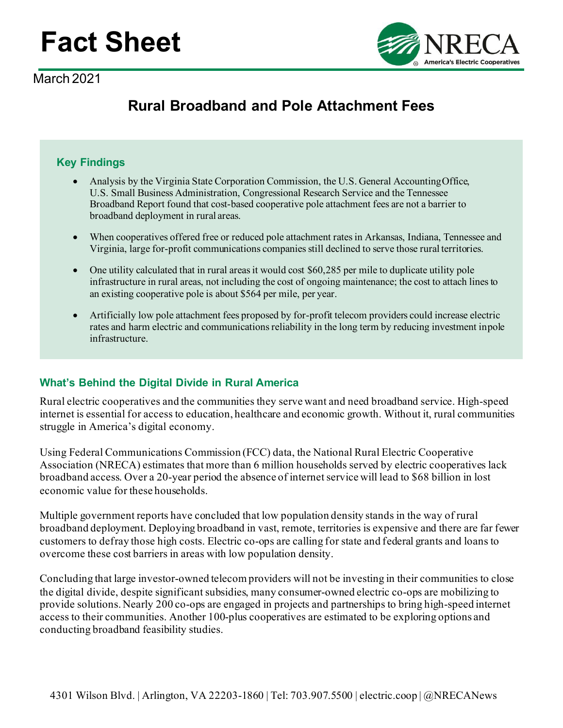# Fact Sheet

March 2021

## Rural Broadband and Pole Attachment Fees

### Key Findings

- Analysis by the Virginia State Corporation Commission, the U.S. General Accounting Office, U.S. Small Business Administration, Congressional Research Service and the Tennessee Broadband Report found that cost-based cooperative pole attachment fees are not a barrier to broadband deployment in rural areas.
- When cooperatives offered free or reduced pole attachment rates in Arkansas, Indiana, Tennessee and Virginia, large for-profit communications companies still declined to serve those rural territories.
- One utility calculated that in rural areas it would cost $60,285 per mile to duplicate utility pole infrastructure in rural areas, not including the cost of ongoing maintenance; the cost to attach lines to an existing cooperative pole is about $564 per mile, per year.
- Artificially low pole attachment fees proposed by for-profit telecom providers could increase electric rates and harm electric and communications reliability in the long term by reducing investment in pole infrastructure.

### What's Behind the Digital Divide in Rural America

Rural electric cooperatives and the communities they serve want and need broadband service. High-speed internet is essential for access to education, healthcare and economic growth. Without it, rural communities struggle in America's digital economy.

Using Federal Communications Commission (FCC) data, the National Rural Electric Cooperative Association (NRECA) estimates that more than 6 million households served by electric cooperatives lack broadband access. Over a 20-year period the absence of internet service will lead to $68 billion in lost economic value for these households.

Multiple government reports have concluded that low population density stands in the way of rural broadband deployment. Deploying broadband in vast, remote, territories is expensive and there are far fewer customers to defray those high costs. Electric co-ops are calling for state and federal grants and loans to overcome these cost barriers in areas with low population density.

Concluding that large investor-owned telecom providers will not be investing in their communities to close the digital divide, despite significant subsidies, many consumer-owned electric co-ops are mobilizing to provide solutions. Nearly 200 co-ops are engaged in projects and partnerships to bring high-speed internet access to their communities. Another 100-plus cooperatives are estimated to be exploring options and conducting broadband feasibility studies.

4301 Wilson Blvd. | Arlington, VA 22203-1860 | Tel: 703.907.5500 | electric.coop | @NRECANews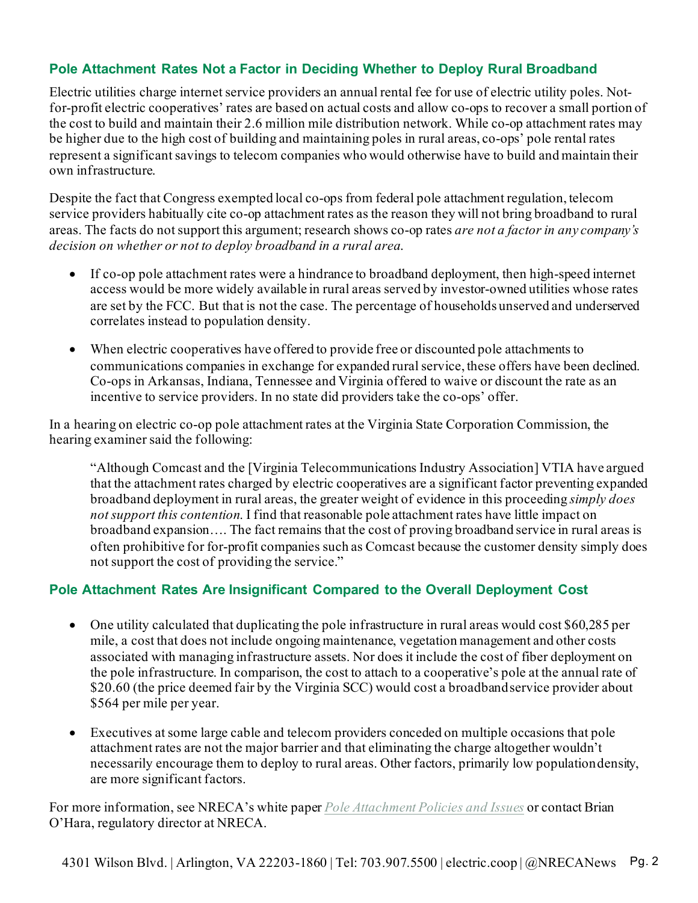## Pole Attachment Rates Not a Factor in Deciding Whether to Deploy Rural Broadband

Electric utilities charge internet service providers an annual rental fee for use of electric utility poles. Not-for-profit electric cooperatives' rates are based on actual costs and allow co-ops to recover a small portion of the cost to build and maintain their 2.6 million mile distribution network. While co-op attachment rates may be higher due to the high cost of building and maintaining poles in rural areas, co-ops' pole rental rates represent a significant savings to telecom companies who would otherwise have to build and maintain their own infrastructure.

Despite the fact that Congress exempted local co-ops from federal pole attachment regulation, telecom service providers habitually cite co-op attachment rates as the reason they will not bring broadband to rural areas. The facts do not support this argument; research shows co-op rates *are not a factor in any company's decision on whether or not to deploy broadband in a rural area.*

- If co-op pole attachment rates were a hindrance to broadband deployment, then high-speed internet access would be more widely available in rural areas served by investor-owned utilities whose rates are set by the FCC. But that is not the case. The percentage of households unserved and underserved correlates instead to population density.

- When electric cooperatives have offered to provide free or discounted pole attachments to communications companies in exchange for expanded rural service, these offers have been declined. Co-ops in Arkansas, Indiana, Tennessee and Virginia offered to waive or discount the rate as an incentive to service providers. In no state did providers take the co-ops' offer.

In a hearing on electric co-op pole attachment rates at the Virginia State Corporation Commission, the hearing examiner said the following:

> "Although Comcast and the [Virginia Telecommunications Industry Association] VTIA have argued that the attachment rates charged by electric cooperatives are a significant factor preventing expanded broadband deployment in rural areas, the greater weight of evidence in this proceeding *simply does not support this contention.* I find that reasonable pole attachment rates have little impact on broadband expansion…. The fact remains that the cost of proving broadband service in rural areas is often prohibitive for for-profit companies such as Comcast because the customer density simply does not support the cost of providing the service."

## Pole Attachment Rates Are Insignificant Compared to the Overall Deployment Cost

- One utility calculated that duplicating the pole infrastructure in rural areas would cost $60,285 per mile, a cost that does not include ongoing maintenance, vegetation management and other costs associated with managing infrastructure assets. Nor does it include the cost of fiber deployment on the pole infrastructure. In comparison, the cost to attach to a cooperative's pole at the annual rate of $20.60 (the price deemed fair by the Virginia SCC) would cost a broadband service provider about $564 per mile per year.

- Executives at some large cable and telecom providers conceded on multiple occasions that pole attachment rates are not the major barrier and that eliminating the charge altogether wouldn't necessarily encourage them to deploy to rural areas. Other factors, primarily low population density, are more significant factors.

For more information, see NRECA's white paper *Pole Attachment Policies and Issues* or contact Brian O'Hara, regulatory director at NRECA.

4301 Wilson Blvd. | Arlington, VA 22203-1860 | Tel: 703.907.5500 | electric.coop | @NRECANews